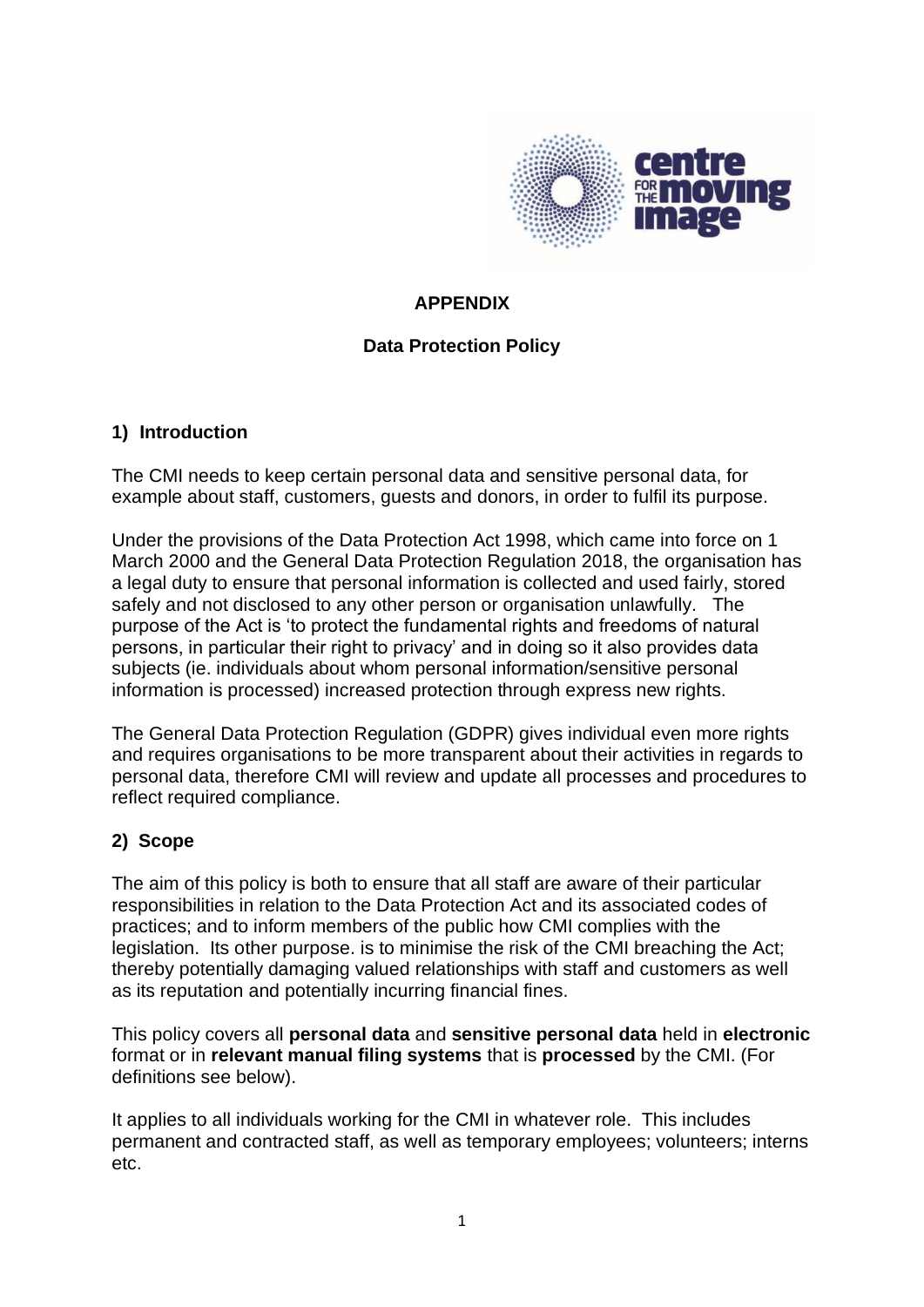**APPENDIX**

**Data Protection Policy**

## 1) Introduction

The CMI needs to keep certain personal data and sensitive personal data, for example about staff, customers, guests and donors, in order to fulfil its purpose.

Under the provisions of the Data Protection Act 1998, which came into force on 1 March 2000 and the General Data Protection Regulation 2018, the organisation has a legal duty to ensure that personal information is collected and used fairly, stored safely and not disclosed to any other person or organisation unlawfully. The purpose of the Act is 'to protect the fundamental rights and freedoms of natural persons, in particular their right to privacy' and in doing so it also provides data subjects (ie. individuals about whom personal information/sensitive personal information is processed) increased protection through express new rights.

The General Data Protection Regulation (GDPR) gives individual even more rights and requires organisations to be more transparent about their activities in regards to personal data, therefore CMI will review and update all processes and procedures to reflect required compliance.

## 2) Scope

The aim of this policy is both to ensure that all staff are aware of their particular responsibilities in relation to the Data Protection Act and its associated codes of practices; and to inform members of the public how CMI complies with the legislation. Its other purpose. is to minimise the risk of the CMI breaching the Act; thereby potentially damaging valued relationships with staff and customers as well as its reputation and potentially incurring financial fines.

This policy covers all **personal data** and **sensitive personal data** held in **electronic** format or in **relevant manual filing systems** that is **processed** by the CMI. (For definitions see below).

It applies to all individuals working for the CMI in whatever role. This includes permanent and contracted staff, as well as temporary employees; volunteers; interns etc.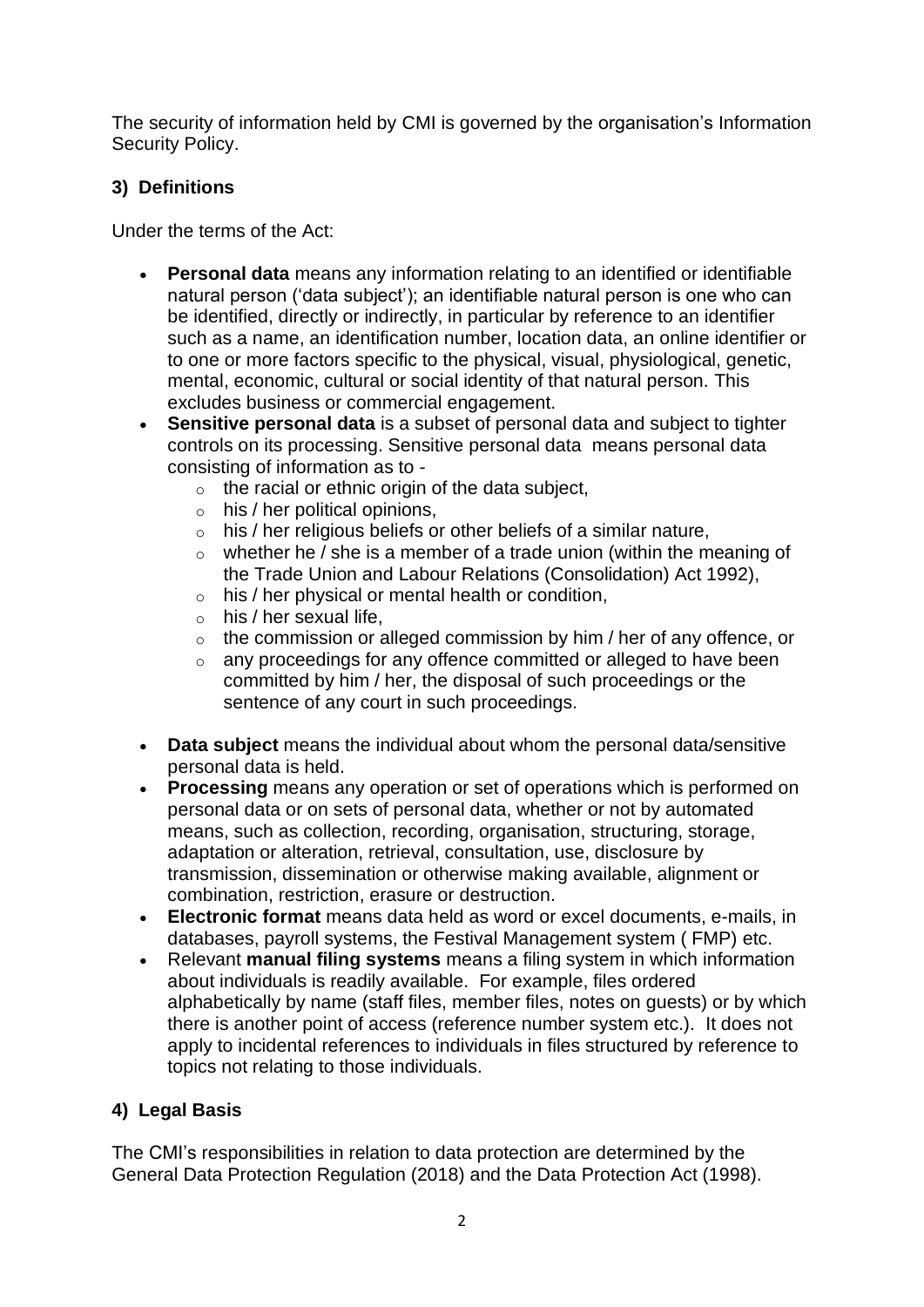The security of information held by CMI is governed by the organisation's Information Security Policy.

## 3) Definitions

Under the terms of the Act:

- **Personal data** means any information relating to an identified or identifiable natural person ('data subject'); an identifiable natural person is one who can be identified, directly or indirectly, in particular by reference to an identifier such as a name, an identification number, location data, an online identifier or to one or more factors specific to the physical, visual, physiological, genetic, mental, economic, cultural or social identity of that natural person. This excludes business or commercial engagement.
- **Sensitive personal data** is a subset of personal data and subject to tighter controls on its processing. Sensitive personal data means personal data consisting of information as to -
  - the racial or ethnic origin of the data subject,
  - his / her political opinions,
  - his / her religious beliefs or other beliefs of a similar nature,
  - whether he / she is a member of a trade union (within the meaning of the Trade Union and Labour Relations (Consolidation) Act 1992),
  - his / her physical or mental health or condition,
  - his / her sexual life,
  - the commission or alleged commission by him / her of any offence, or
  - any proceedings for any offence committed or alleged to have been committed by him / her, the disposal of such proceedings or the sentence of any court in such proceedings.
- **Data subject** means the individual about whom the personal data/sensitive personal data is held.
- **Processing** means any operation or set of operations which is performed on personal data or on sets of personal data, whether or not by automated means, such as collection, recording, organisation, structuring, storage, adaptation or alteration, retrieval, consultation, use, disclosure by transmission, dissemination or otherwise making available, alignment or combination, restriction, erasure or destruction.
- **Electronic format** means data held as word or excel documents, e-mails, in databases, payroll systems, the Festival Management system ( FMP) etc.
- Relevant **manual filing systems** means a filing system in which information about individuals is readily available. For example, files ordered alphabetically by name (staff files, member files, notes on guests) or by which there is another point of access (reference number system etc.). It does not apply to incidental references to individuals in files structured by reference to topics not relating to those individuals.

## 4) Legal Basis

The CMI's responsibilities in relation to data protection are determined by the General Data Protection Regulation (2018) and the Data Protection Act (1998).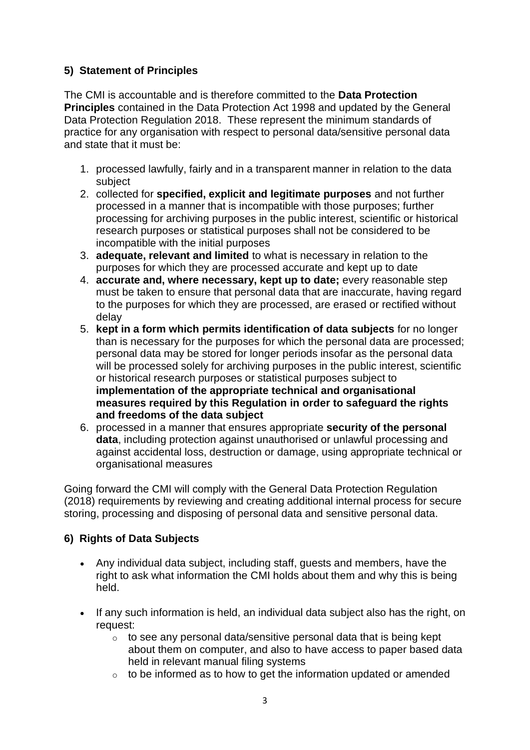## 5) Statement of Principles

The CMI is accountable and is therefore committed to the **Data Protection Principles** contained in the Data Protection Act 1998 and updated by the General Data Protection Regulation 2018. These represent the minimum standards of practice for any organisation with respect to personal data/sensitive personal data and state that it must be:

1. processed lawfully, fairly and in a transparent manner in relation to the data subject
2. collected for **specified, explicit and legitimate purposes** and not further processed in a manner that is incompatible with those purposes; further processing for archiving purposes in the public interest, scientific or historical research purposes or statistical purposes shall not be considered to be incompatible with the initial purposes
3. **adequate, relevant and limited** to what is necessary in relation to the purposes for which they are processed accurate and kept up to date
4. **accurate and, where necessary, kept up to date;** every reasonable step must be taken to ensure that personal data that are inaccurate, having regard to the purposes for which they are processed, are erased or rectified without delay
5. **kept in a form which permits identification of data subjects** for no longer than is necessary for the purposes for which the personal data are processed; personal data may be stored for longer periods insofar as the personal data will be processed solely for archiving purposes in the public interest, scientific or historical research purposes or statistical purposes subject to **implementation of the appropriate technical and organisational measures required by this Regulation in order to safeguard the rights and freedoms of the data subject**
6. processed in a manner that ensures appropriate **security of the personal data**, including protection against unauthorised or unlawful processing and against accidental loss, destruction or damage, using appropriate technical or organisational measures

Going forward the CMI will comply with the General Data Protection Regulation (2018) requirements by reviewing and creating additional internal process for secure storing, processing and disposing of personal data and sensitive personal data.

## 6) Rights of Data Subjects

- Any individual data subject, including staff, guests and members, have the right to ask what information the CMI holds about them and why this is being held.
- If any such information is held, an individual data subject also has the right, on request:
  - to see any personal data/sensitive personal data that is being kept about them on computer, and also to have access to paper based data held in relevant manual filing systems
  - to be informed as to how to get the information updated or amended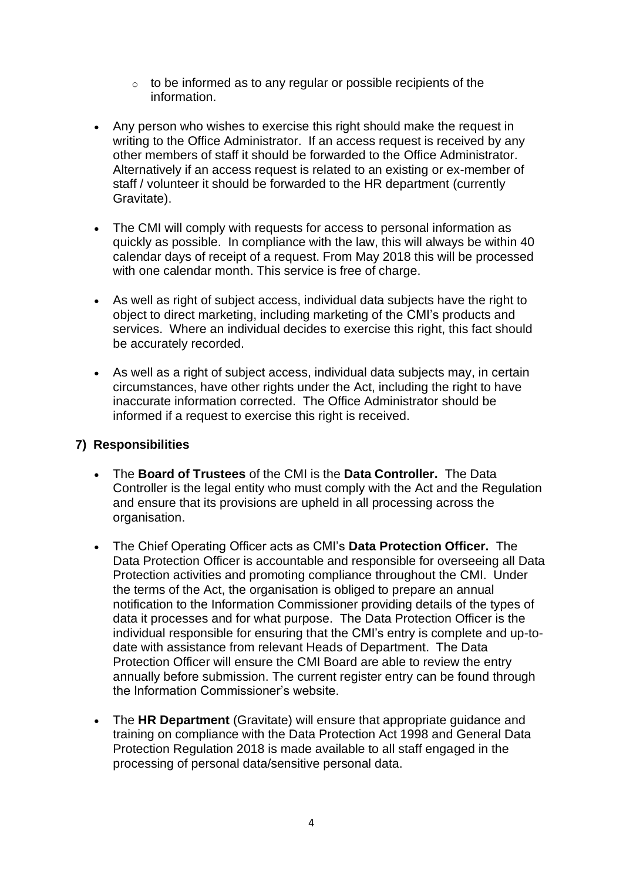- to be informed as to any regular or possible recipients of the information.

- Any person who wishes to exercise this right should make the request in writing to the Office Administrator. If an access request is received by any other members of staff it should be forwarded to the Office Administrator. Alternatively if an access request is related to an existing or ex-member of staff / volunteer it should be forwarded to the HR department (currently Gravitate).

- The CMI will comply with requests for access to personal information as quickly as possible. In compliance with the law, this will always be within 40 calendar days of receipt of a request. From May 2018 this will be processed with one calendar month. This service is free of charge.

- As well as right of subject access, individual data subjects have the right to object to direct marketing, including marketing of the CMI's products and services. Where an individual decides to exercise this right, this fact should be accurately recorded.

- As well as a right of subject access, individual data subjects may, in certain circumstances, have other rights under the Act, including the right to have inaccurate information corrected. The Office Administrator should be informed if a request to exercise this right is received.

## 7) Responsibilities

- The **Board of Trustees** of the CMI is the **Data Controller.** The Data Controller is the legal entity who must comply with the Act and the Regulation and ensure that its provisions are upheld in all processing across the organisation.

- The Chief Operating Officer acts as CMI's **Data Protection Officer.** The Data Protection Officer is accountable and responsible for overseeing all Data Protection activities and promoting compliance throughout the CMI. Under the terms of the Act, the organisation is obliged to prepare an annual notification to the Information Commissioner providing details of the types of data it processes and for what purpose. The Data Protection Officer is the individual responsible for ensuring that the CMI's entry is complete and up-to-date with assistance from relevant Heads of Department. The Data Protection Officer will ensure the CMI Board are able to review the entry annually before submission. The current register entry can be found through the Information Commissioner's website.

- The **HR Department** (Gravitate) will ensure that appropriate guidance and training on compliance with the Data Protection Act 1998 and General Data Protection Regulation 2018 is made available to all staff engaged in the processing of personal data/sensitive personal data.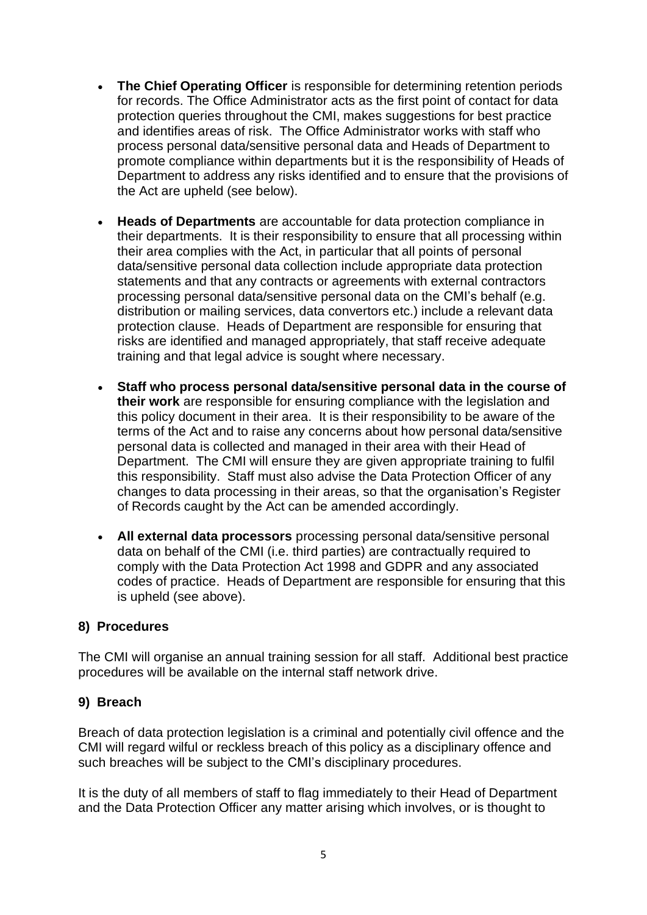- **The Chief Operating Officer** is responsible for determining retention periods for records. The Office Administrator acts as the first point of contact for data protection queries throughout the CMI, makes suggestions for best practice and identifies areas of risk. The Office Administrator works with staff who process personal data/sensitive personal data and Heads of Department to promote compliance within departments but it is the responsibility of Heads of Department to address any risks identified and to ensure that the provisions of the Act are upheld (see below).

- **Heads of Departments** are accountable for data protection compliance in their departments. It is their responsibility to ensure that all processing within their area complies with the Act, in particular that all points of personal data/sensitive personal data collection include appropriate data protection statements and that any contracts or agreements with external contractors processing personal data/sensitive personal data on the CMI's behalf (e.g. distribution or mailing services, data convertors etc.) include a relevant data protection clause. Heads of Department are responsible for ensuring that risks are identified and managed appropriately, that staff receive adequate training and that legal advice is sought where necessary.

- **Staff who process personal data/sensitive personal data in the course of their work** are responsible for ensuring compliance with the legislation and this policy document in their area. It is their responsibility to be aware of the terms of the Act and to raise any concerns about how personal data/sensitive personal data is collected and managed in their area with their Head of Department. The CMI will ensure they are given appropriate training to fulfil this responsibility. Staff must also advise the Data Protection Officer of any changes to data processing in their areas, so that the organisation's Register of Records caught by the Act can be amended accordingly.

- **All external data processors** processing personal data/sensitive personal data on behalf of the CMI (i.e. third parties) are contractually required to comply with the Data Protection Act 1998 and GDPR and any associated codes of practice. Heads of Department are responsible for ensuring that this is upheld (see above).

### 8) Procedures

The CMI will organise an annual training session for all staff. Additional best practice procedures will be available on the internal staff network drive.

### 9) Breach

Breach of data protection legislation is a criminal and potentially civil offence and the CMI will regard wilful or reckless breach of this policy as a disciplinary offence and such breaches will be subject to the CMI's disciplinary procedures.

It is the duty of all members of staff to flag immediately to their Head of Department and the Data Protection Officer any matter arising which involves, or is thought to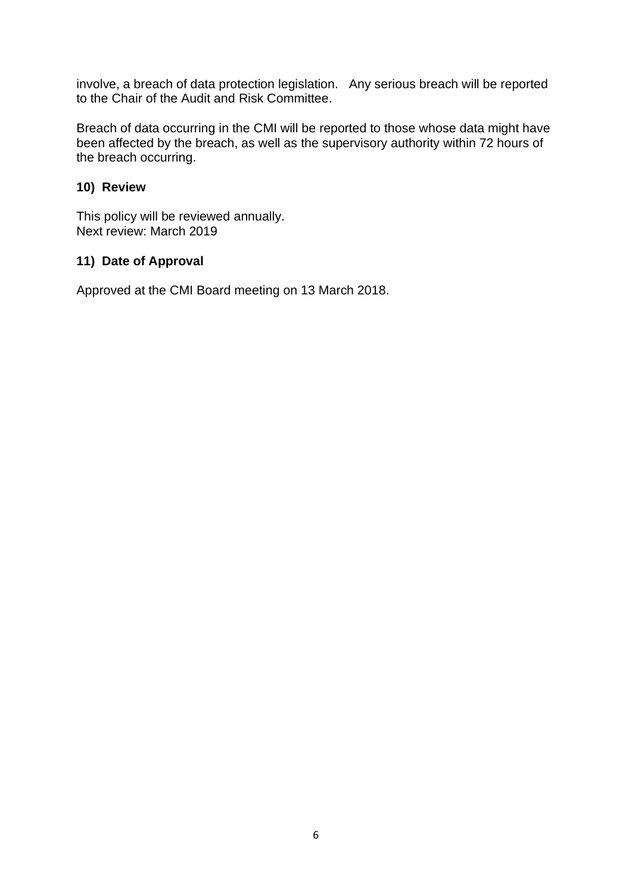involve, a breach of data protection legislation. Any serious breach will be reported to the Chair of the Audit and Risk Committee.

Breach of data occurring in the CMI will be reported to those whose data might have been affected by the breach, as well as the supervisory authority within 72 hours of the breach occurring.

## 10) Review

This policy will be reviewed annually.
Next review: March 2019

## 11) Date of Approval

Approved at the CMI Board meeting on 13 March 2018.